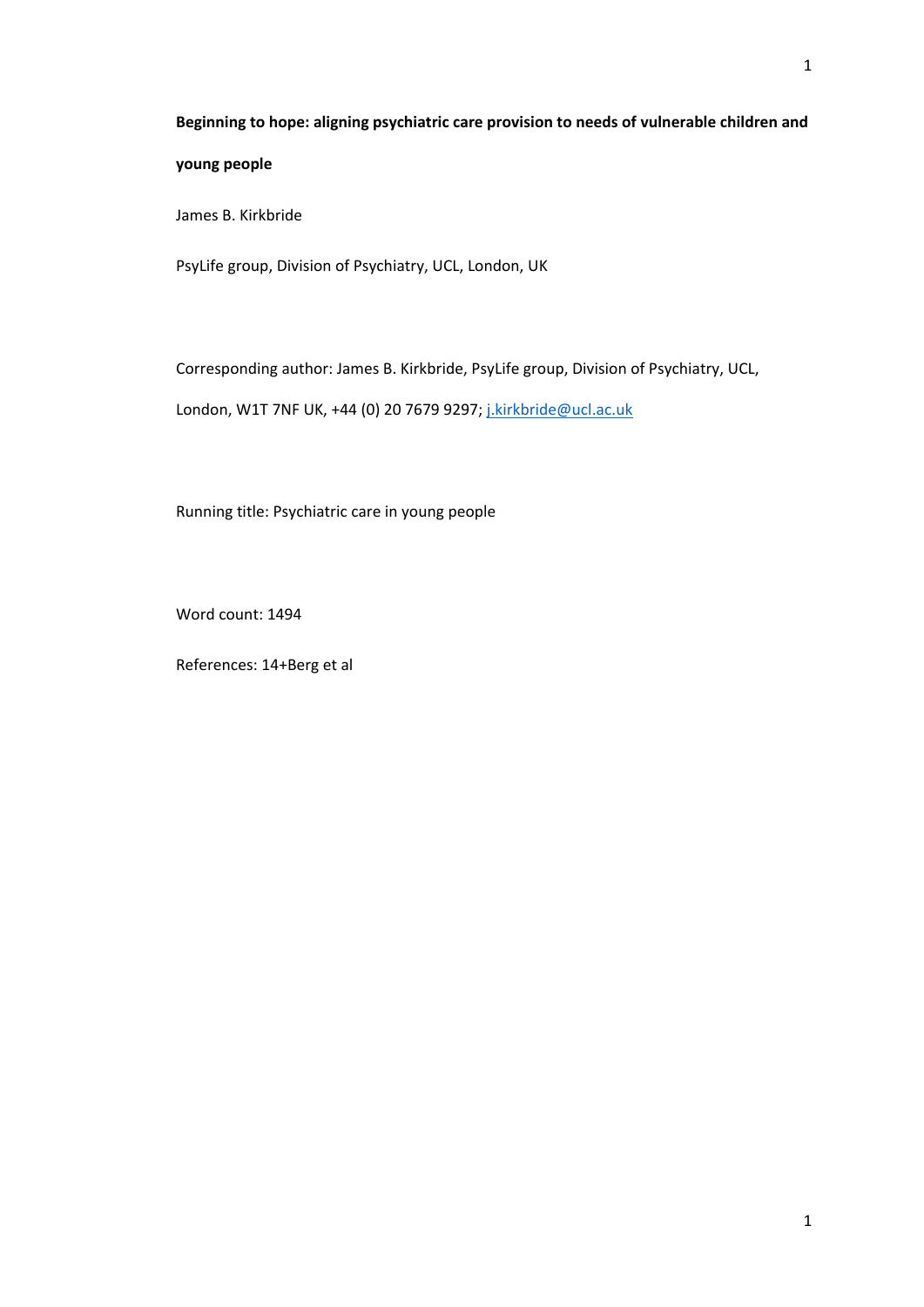**Beginning to hope: aligning psychiatric care provision to needs of vulnerable children and young people**

James B. Kirkbride

PsyLife group, Division of Psychiatry, UCL, London, UK

Corresponding author: James B. Kirkbride, PsyLife group, Division of Psychiatry, UCL, London, W1T 7NF UK, +44 (0) 20 7679 9297; j.kirkbride@ucl.ac.uk

Running title: Psychiatric care in young people

Word count: 1494

References: 14+Berg et al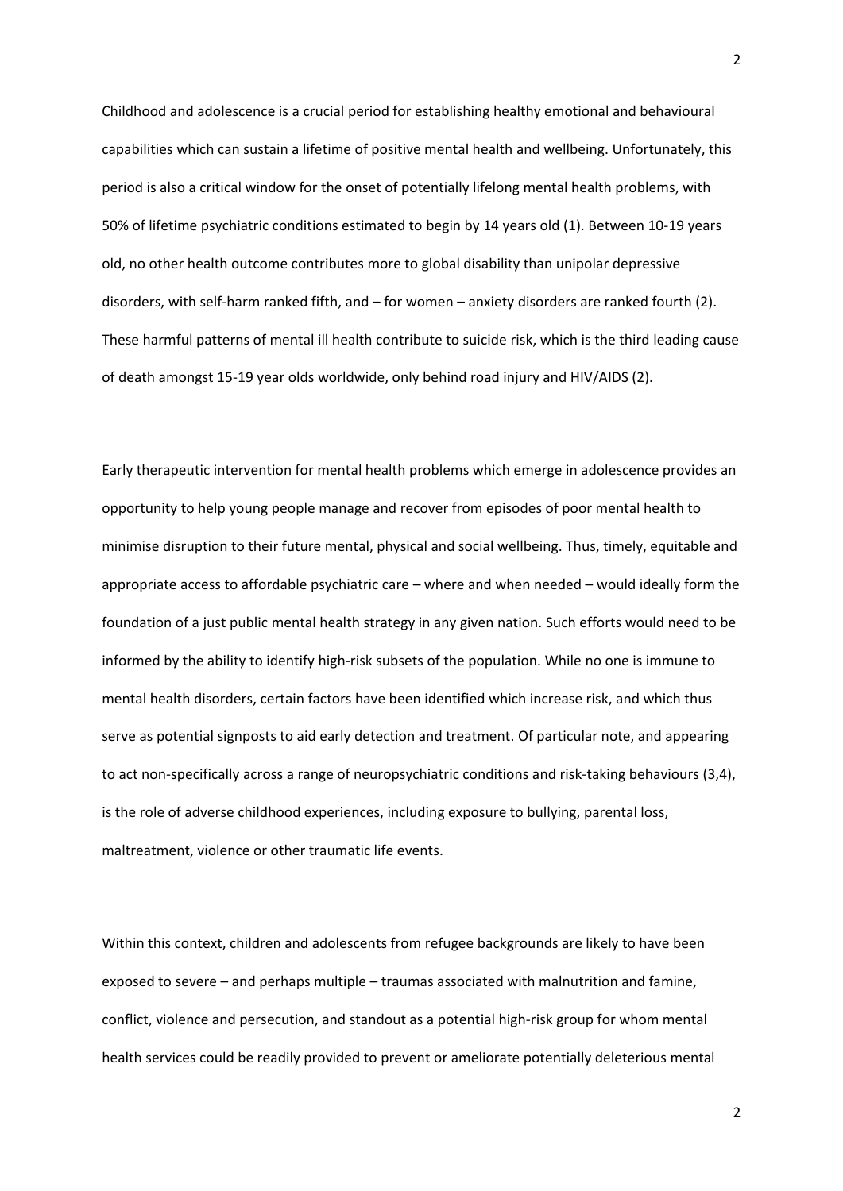Childhood and adolescence is a crucial period for establishing healthy emotional and behavioural capabilities which can sustain a lifetime of positive mental health and wellbeing. Unfortunately, this period is also a critical window for the onset of potentially lifelong mental health problems, with 50% of lifetime psychiatric conditions estimated to begin by 14 years old (1). Between 10-19 years old, no other health outcome contributes more to global disability than unipolar depressive disorders, with self-harm ranked fifth, and – for women – anxiety disorders are ranked fourth (2). These harmful patterns of mental ill health contribute to suicide risk, which is the third leading cause of death amongst 15-19 year olds worldwide, only behind road injury and HIV/AIDS (2).

Early therapeutic intervention for mental health problems which emerge in adolescence provides an opportunity to help young people manage and recover from episodes of poor mental health to minimise disruption to their future mental, physical and social wellbeing. Thus, timely, equitable and appropriate access to affordable psychiatric care – where and when needed – would ideally form the foundation of a just public mental health strategy in any given nation. Such efforts would need to be informed by the ability to identify high-risk subsets of the population. While no one is immune to mental health disorders, certain factors have been identified which increase risk, and which thus serve as potential signposts to aid early detection and treatment. Of particular note, and appearing to act non-specifically across a range of neuropsychiatric conditions and risk-taking behaviours (3,4), is the role of adverse childhood experiences, including exposure to bullying, parental loss, maltreatment, violence or other traumatic life events.

Within this context, children and adolescents from refugee backgrounds are likely to have been exposed to severe – and perhaps multiple – traumas associated with malnutrition and famine, conflict, violence and persecution, and standout as a potential high-risk group for whom mental health services could be readily provided to prevent or ameliorate potentially deleterious mental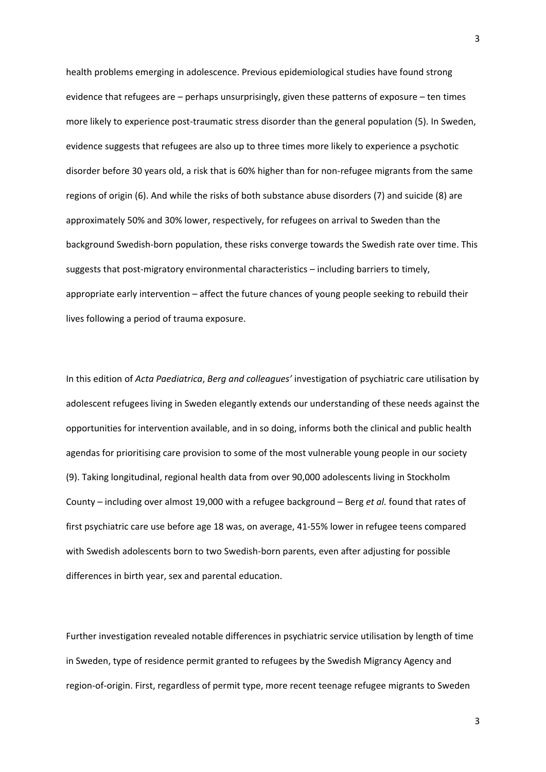health problems emerging in adolescence. Previous epidemiological studies have found strong evidence that refugees are – perhaps unsurprisingly, given these patterns of exposure – ten times more likely to experience post-traumatic stress disorder than the general population (5). In Sweden, evidence suggests that refugees are also up to three times more likely to experience a psychotic disorder before 30 years old, a risk that is 60% higher than for non-refugee migrants from the same regions of origin (6). And while the risks of both substance abuse disorders (7) and suicide (8) are approximately 50% and 30% lower, respectively, for refugees on arrival to Sweden than the background Swedish-born population, these risks converge towards the Swedish rate over time. This suggests that post-migratory environmental characteristics – including barriers to timely, appropriate early intervention – affect the future chances of young people seeking to rebuild their lives following a period of trauma exposure.

In this edition of *Acta Paediatrica*, *Berg and colleagues'* investigation of psychiatric care utilisation by adolescent refugees living in Sweden elegantly extends our understanding of these needs against the opportunities for intervention available, and in so doing, informs both the clinical and public health agendas for prioritising care provision to some of the most vulnerable young people in our society (9). Taking longitudinal, regional health data from over 90,000 adolescents living in Stockholm County – including over almost 19,000 with a refugee background – Berg *et al.* found that rates of first psychiatric care use before age 18 was, on average, 41-55% lower in refugee teens compared with Swedish adolescents born to two Swedish-born parents, even after adjusting for possible differences in birth year, sex and parental education.

Further investigation revealed notable differences in psychiatric service utilisation by length of time in Sweden, type of residence permit granted to refugees by the Swedish Migrancy Agency and region-of-origin. First, regardless of permit type, more recent teenage refugee migrants to Sweden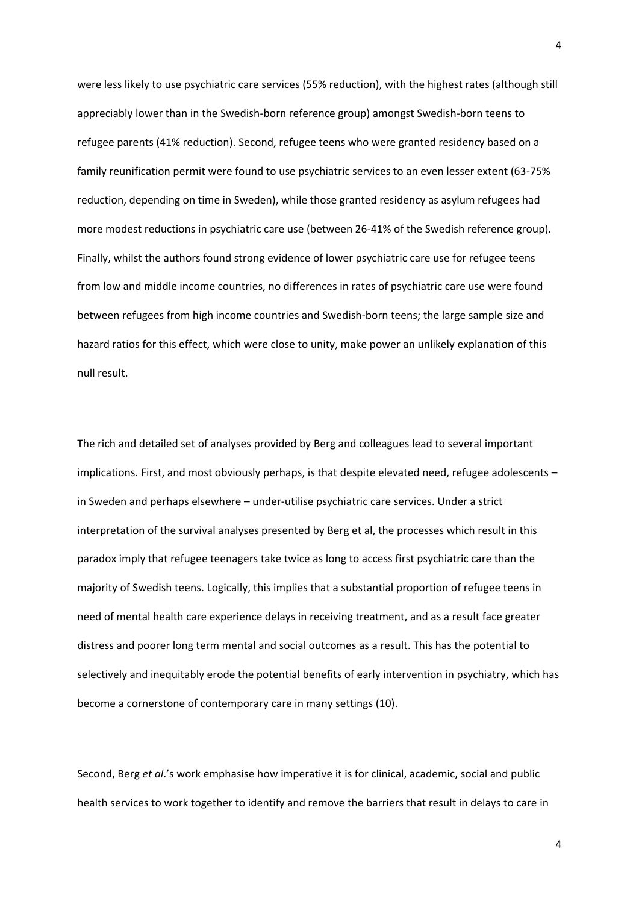were less likely to use psychiatric care services (55% reduction), with the highest rates (although still appreciably lower than in the Swedish-born reference group) amongst Swedish-born teens to refugee parents (41% reduction). Second, refugee teens who were granted residency based on a family reunification permit were found to use psychiatric services to an even lesser extent (63-75% reduction, depending on time in Sweden), while those granted residency as asylum refugees had more modest reductions in psychiatric care use (between 26-41% of the Swedish reference group). Finally, whilst the authors found strong evidence of lower psychiatric care use for refugee teens from low and middle income countries, no differences in rates of psychiatric care use were found between refugees from high income countries and Swedish-born teens; the large sample size and hazard ratios for this effect, which were close to unity, make power an unlikely explanation of this null result.

The rich and detailed set of analyses provided by Berg and colleagues lead to several important implications. First, and most obviously perhaps, is that despite elevated need, refugee adolescents – in Sweden and perhaps elsewhere – under-utilise psychiatric care services. Under a strict interpretation of the survival analyses presented by Berg et al, the processes which result in this paradox imply that refugee teenagers take twice as long to access first psychiatric care than the majority of Swedish teens. Logically, this implies that a substantial proportion of refugee teens in need of mental health care experience delays in receiving treatment, and as a result face greater distress and poorer long term mental and social outcomes as a result. This has the potential to selectively and inequitably erode the potential benefits of early intervention in psychiatry, which has become a cornerstone of contemporary care in many settings (10).

Second, Berg *et al*.'s work emphasise how imperative it is for clinical, academic, social and public health services to work together to identify and remove the barriers that result in delays to care in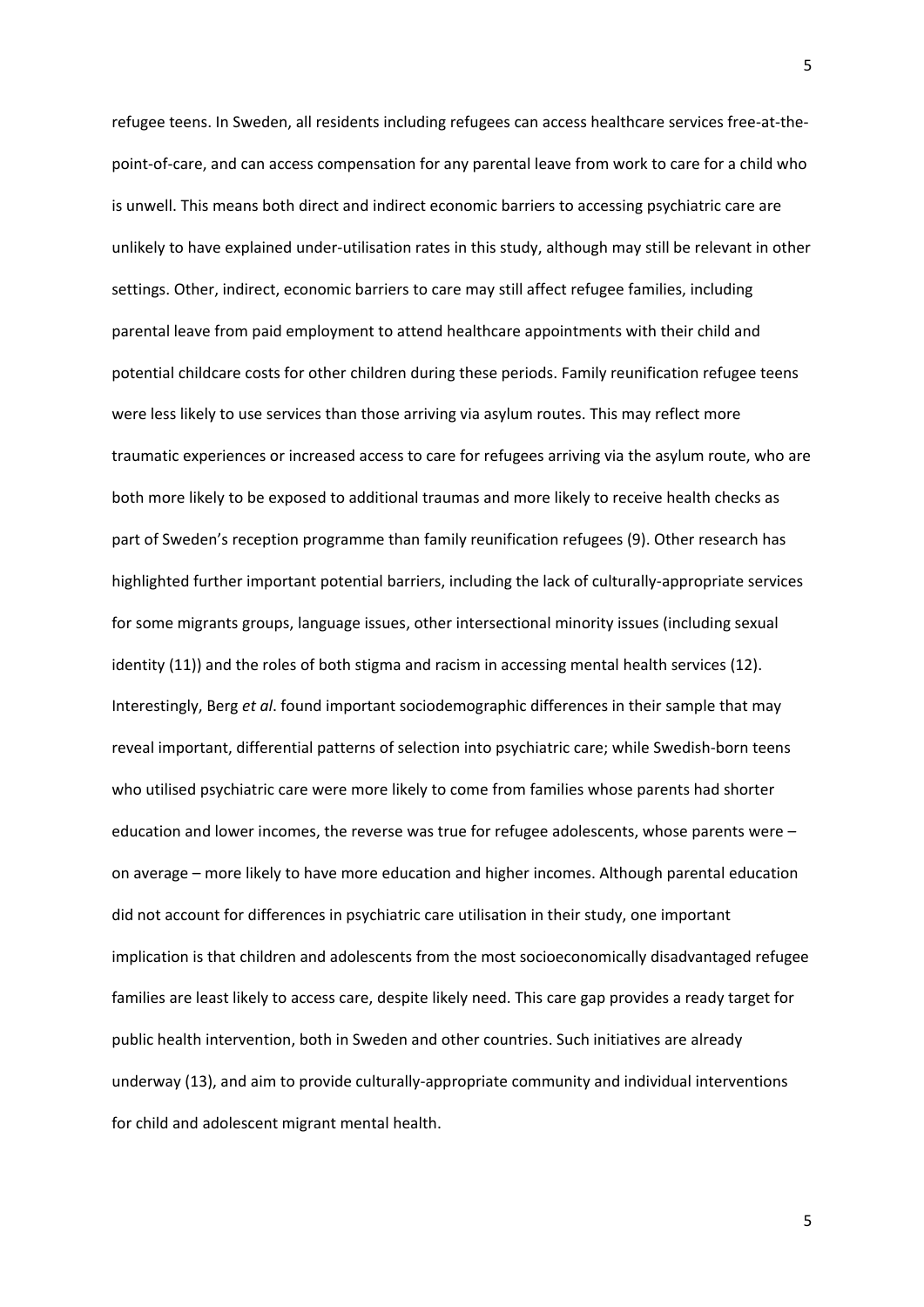refugee teens. In Sweden, all residents including refugees can access healthcare services free-at-the-point-of-care, and can access compensation for any parental leave from work to care for a child who is unwell. This means both direct and indirect economic barriers to accessing psychiatric care are unlikely to have explained under-utilisation rates in this study, although may still be relevant in other settings. Other, indirect, economic barriers to care may still affect refugee families, including parental leave from paid employment to attend healthcare appointments with their child and potential childcare costs for other children during these periods. Family reunification refugee teens were less likely to use services than those arriving via asylum routes. This may reflect more traumatic experiences or increased access to care for refugees arriving via the asylum route, who are both more likely to be exposed to additional traumas and more likely to receive health checks as part of Sweden's reception programme than family reunification refugees (9). Other research has highlighted further important potential barriers, including the lack of culturally-appropriate services for some migrants groups, language issues, other intersectional minority issues (including sexual identity (11)) and the roles of both stigma and racism in accessing mental health services (12). Interestingly, Berg *et al*. found important sociodemographic differences in their sample that may reveal important, differential patterns of selection into psychiatric care; while Swedish-born teens who utilised psychiatric care were more likely to come from families whose parents had shorter education and lower incomes, the reverse was true for refugee adolescents, whose parents were – on average – more likely to have more education and higher incomes. Although parental education did not account for differences in psychiatric care utilisation in their study, one important implication is that children and adolescents from the most socioeconomically disadvantaged refugee families are least likely to access care, despite likely need. This care gap provides a ready target for public health intervention, both in Sweden and other countries. Such initiatives are already underway (13), and aim to provide culturally-appropriate community and individual interventions for child and adolescent migrant mental health.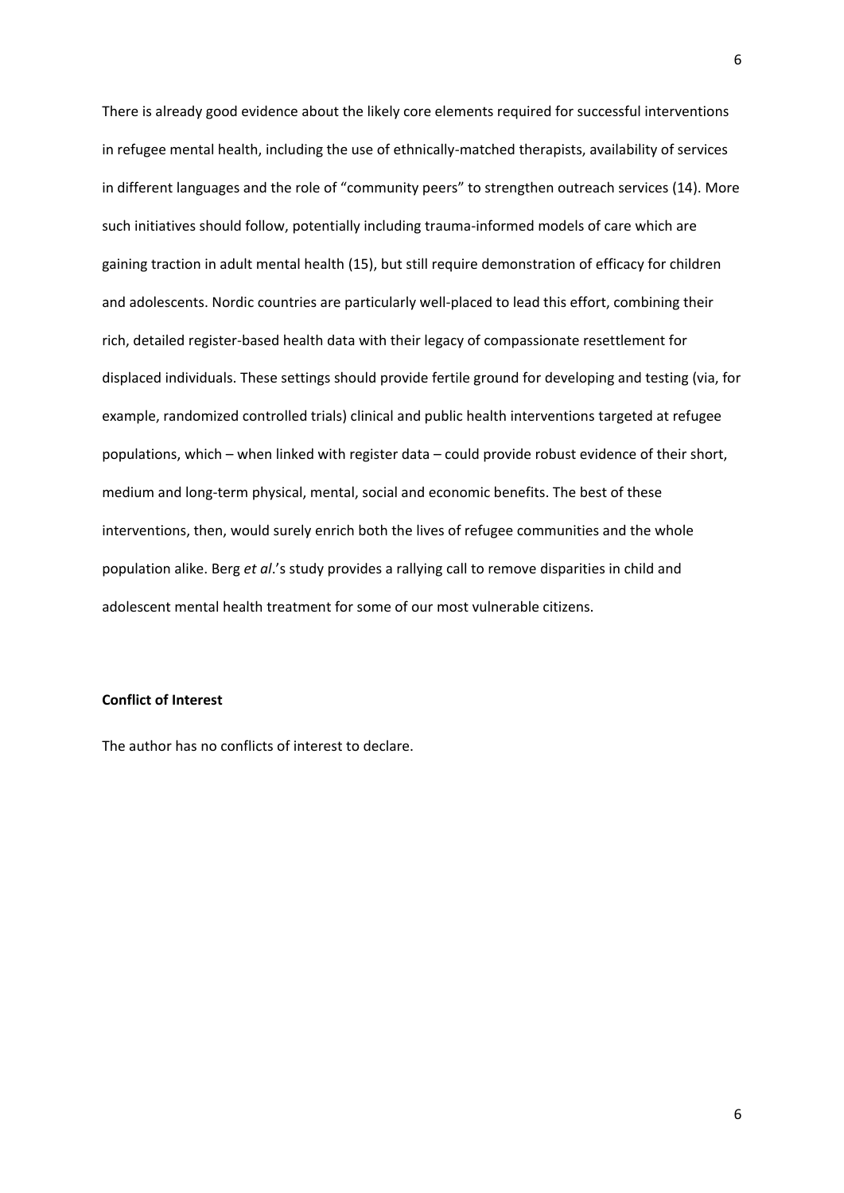There is already good evidence about the likely core elements required for successful interventions in refugee mental health, including the use of ethnically-matched therapists, availability of services in different languages and the role of "community peers" to strengthen outreach services (14). More such initiatives should follow, potentially including trauma-informed models of care which are gaining traction in adult mental health (15), but still require demonstration of efficacy for children and adolescents. Nordic countries are particularly well-placed to lead this effort, combining their rich, detailed register-based health data with their legacy of compassionate resettlement for displaced individuals. These settings should provide fertile ground for developing and testing (via, for example, randomized controlled trials) clinical and public health interventions targeted at refugee populations, which – when linked with register data – could provide robust evidence of their short, medium and long-term physical, mental, social and economic benefits. The best of these interventions, then, would surely enrich both the lives of refugee communities and the whole population alike. Berg *et al*.'s study provides a rallying call to remove disparities in child and adolescent mental health treatment for some of our most vulnerable citizens.

**Conflict of Interest**

The author has no conflicts of interest to declare.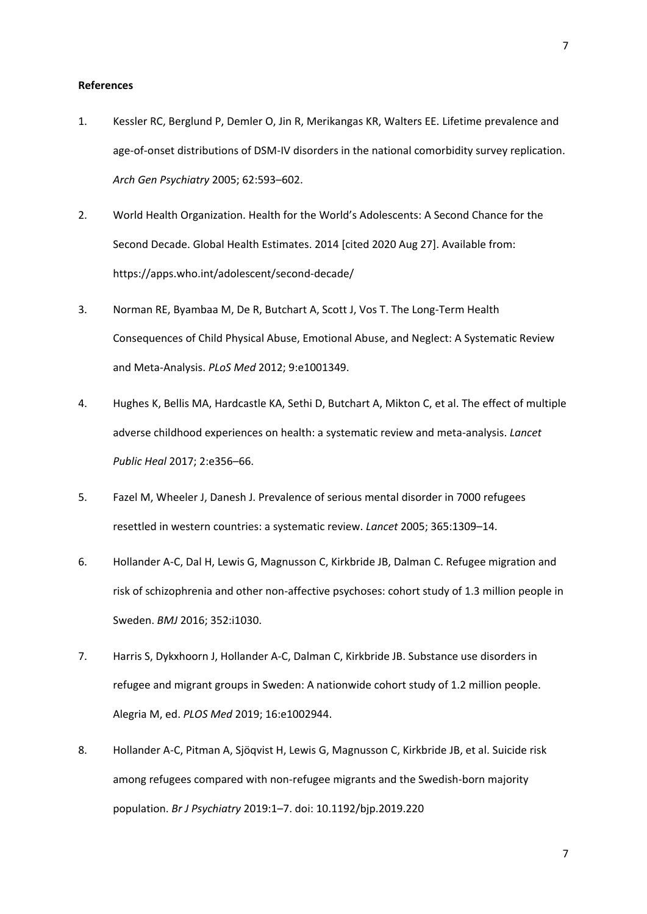**References**

1. Kessler RC, Berglund P, Demler O, Jin R, Merikangas KR, Walters EE. Lifetime prevalence and age-of-onset distributions of DSM-IV disorders in the national comorbidity survey replication. *Arch Gen Psychiatry* 2005; 62:593–602.
2. World Health Organization. Health for the World's Adolescents: A Second Chance for the Second Decade. Global Health Estimates. 2014 [cited 2020 Aug 27]. Available from: https://apps.who.int/adolescent/second-decade/
3. Norman RE, Byambaa M, De R, Butchart A, Scott J, Vos T. The Long-Term Health Consequences of Child Physical Abuse, Emotional Abuse, and Neglect: A Systematic Review and Meta-Analysis. *PLoS Med* 2012; 9:e1001349.
4. Hughes K, Bellis MA, Hardcastle KA, Sethi D, Butchart A, Mikton C, et al. The effect of multiple adverse childhood experiences on health: a systematic review and meta-analysis. *Lancet Public Heal* 2017; 2:e356–66.
5. Fazel M, Wheeler J, Danesh J. Prevalence of serious mental disorder in 7000 refugees resettled in western countries: a systematic review. *Lancet* 2005; 365:1309–14.
6. Hollander A-C, Dal H, Lewis G, Magnusson C, Kirkbride JB, Dalman C. Refugee migration and risk of schizophrenia and other non-affective psychoses: cohort study of 1.3 million people in Sweden. *BMJ* 2016; 352:i1030.
7. Harris S, Dykxhoorn J, Hollander A-C, Dalman C, Kirkbride JB. Substance use disorders in refugee and migrant groups in Sweden: A nationwide cohort study of 1.2 million people. Alegria M, ed. *PLOS Med* 2019; 16:e1002944.
8. Hollander A-C, Pitman A, Sjöqvist H, Lewis G, Magnusson C, Kirkbride JB, et al. Suicide risk among refugees compared with non-refugee migrants and the Swedish-born majority population. *Br J Psychiatry* 2019:1–7. doi: 10.1192/bjp.2019.220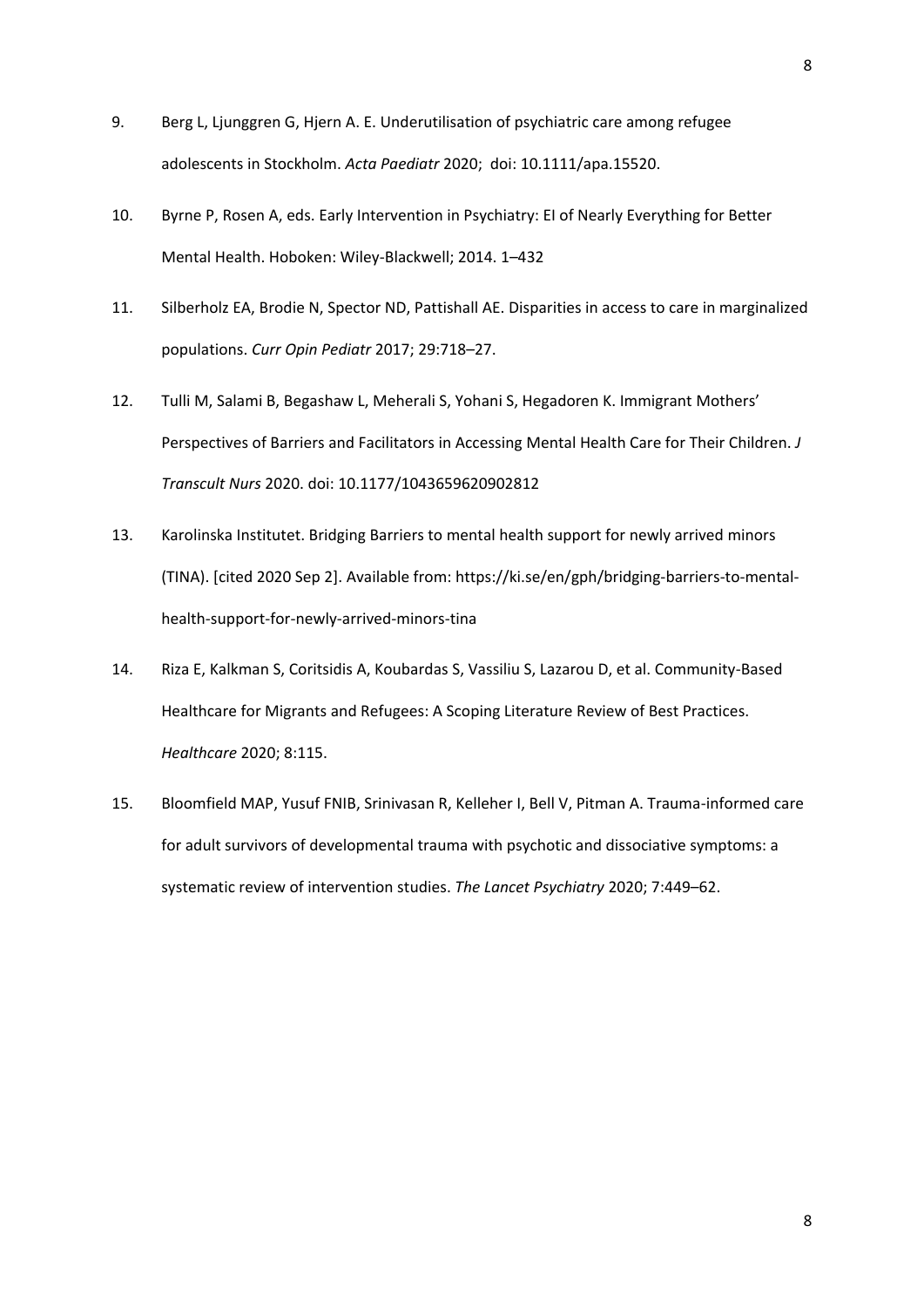9. Berg L, Ljunggren G, Hjern A. E. Underutilisation of psychiatric care among refugee adolescents in Stockholm. *Acta Paediatr* 2020;  doi: 10.1111/apa.15520.

10. Byrne P, Rosen A, eds. Early Intervention in Psychiatry: EI of Nearly Everything for Better Mental Health. Hoboken: Wiley-Blackwell; 2014. 1–432

11. Silberholz EA, Brodie N, Spector ND, Pattishall AE. Disparities in access to care in marginalized populations. *Curr Opin Pediatr* 2017; 29:718–27.

12. Tulli M, Salami B, Begashaw L, Meherali S, Yohani S, Hegadoren K. Immigrant Mothers' Perspectives of Barriers and Facilitators in Accessing Mental Health Care for Their Children. *J Transcult Nurs* 2020. doi: 10.1177/1043659620902812

13. Karolinska Institutet. Bridging Barriers to mental health support for newly arrived minors (TINA). [cited 2020 Sep 2]. Available from: https://ki.se/en/gph/bridging-barriers-to-mental-health-support-for-newly-arrived-minors-tina

14. Riza E, Kalkman S, Coritsidis A, Koubardas S, Vassiliu S, Lazarou D, et al. Community-Based Healthcare for Migrants and Refugees: A Scoping Literature Review of Best Practices. *Healthcare* 2020; 8:115.

15. Bloomfield MAP, Yusuf FNIB, Srinivasan R, Kelleher I, Bell V, Pitman A. Trauma-informed care for adult survivors of developmental trauma with psychotic and dissociative symptoms: a systematic review of intervention studies. *The Lancet Psychiatry* 2020; 7:449–62.